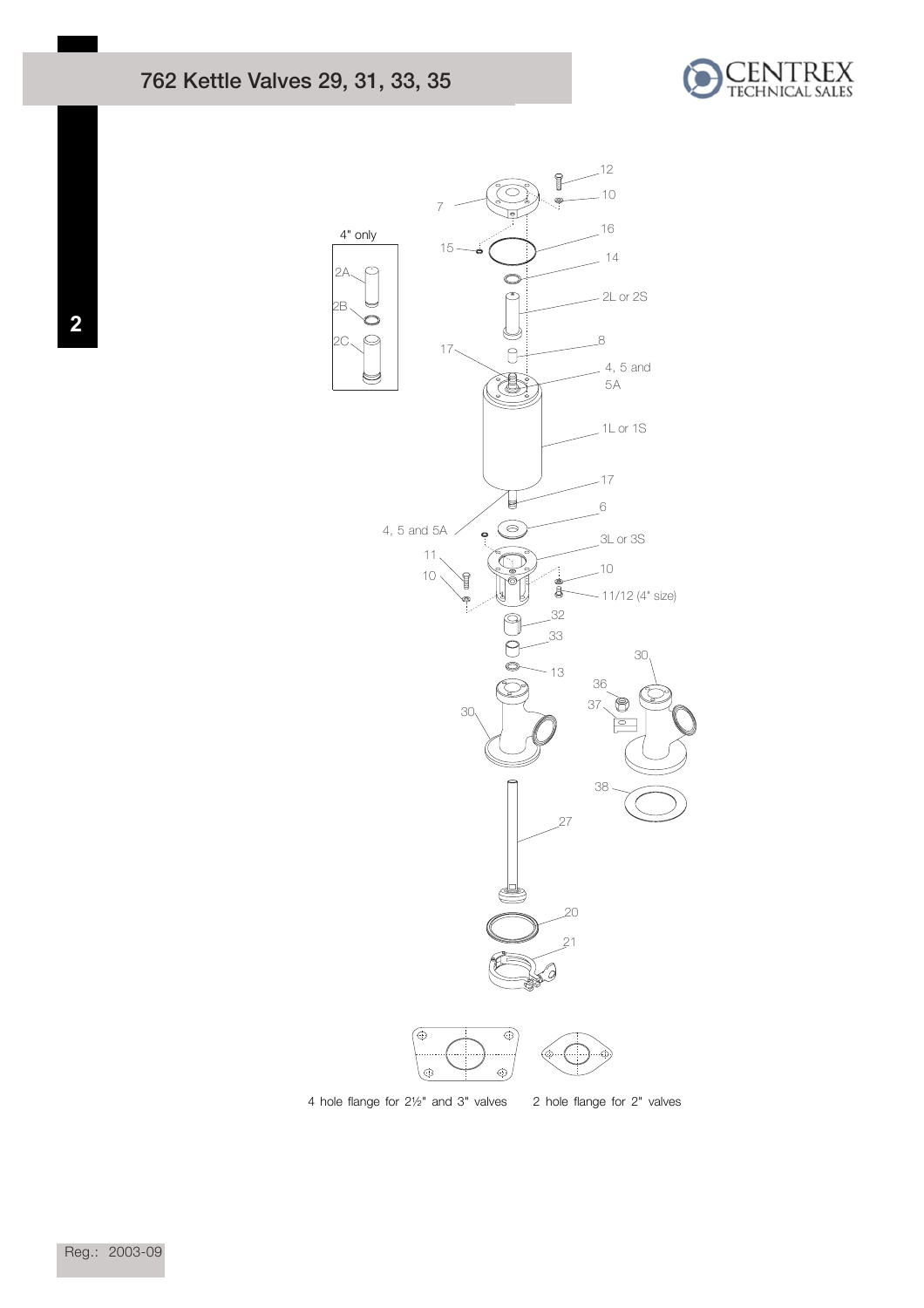# 762 Kettle Valves 29, 31, 33, 35

4 hole flange for 2½" and 3" valves

2 hole flange for 2" valves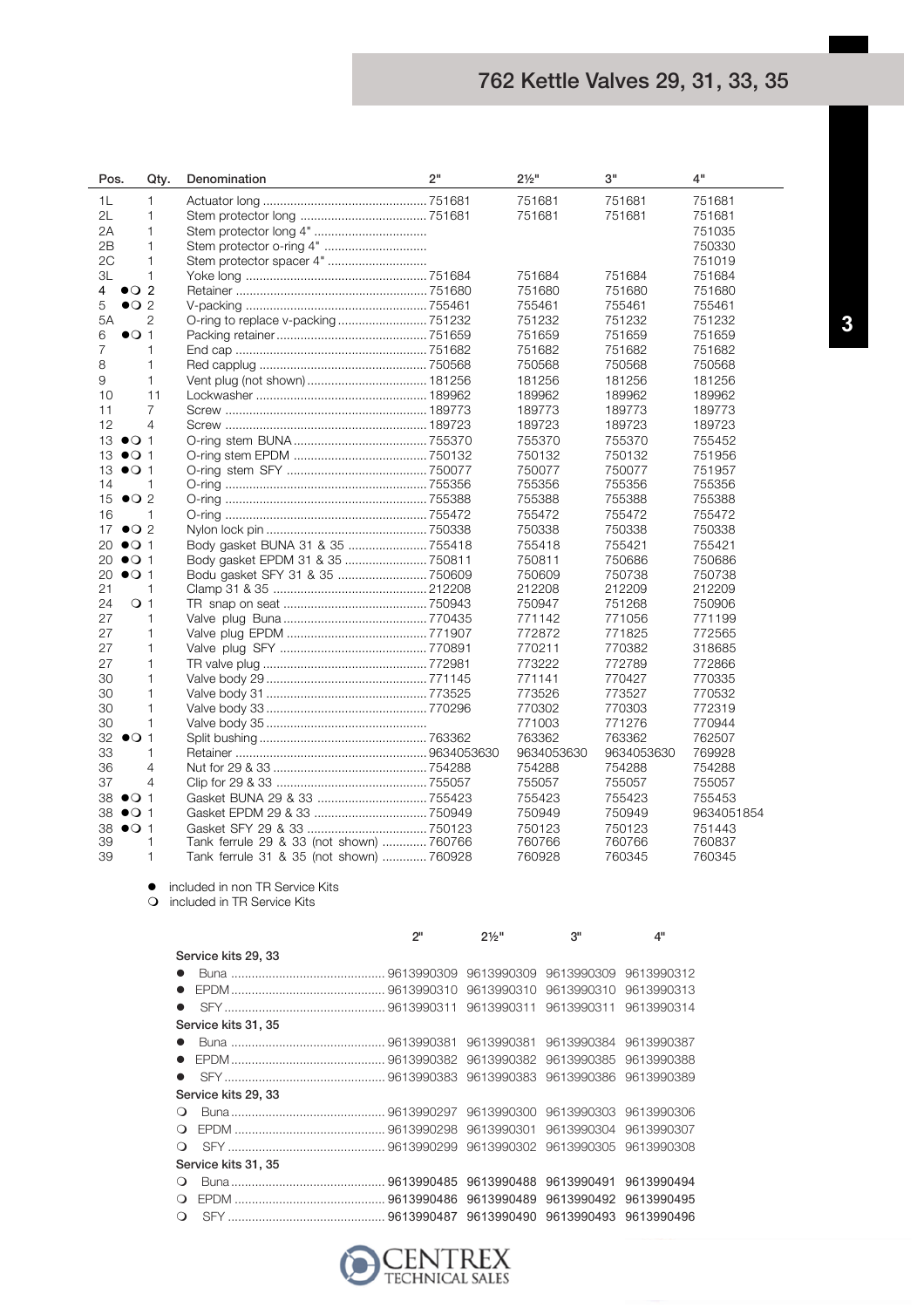# 762 Kettle Valves 29, 31, 33, 35

| Pos. | Qty. | Denomination | 2" | 2½" | 3" | 4" |
|---|---|---|---|---|---|---|
| 1L | 1 | Actuator long | 751681 | 751681 | 751681 | 751681 |
| 2L | 1 | Stem protector long | 751681 | 751681 | 751681 | 751681 |
| 2A | 1 | Stem protector long 4" | | | | 751035 |
| 2B | 1 | Stem protector o-ring 4" | | | | 750330 |
| 2C | 1 | Stem protector spacer 4" | | | | 751019 |
| 3L | 1 | Yoke long | 751684 | 751684 | 751684 | 751684 |
| 4 | ●❍ 2 | Retainer | 751680 | 751680 | 751680 | 751680 |
| 5 | ●❍ 2 | V-packing | 755461 | 755461 | 755461 | 755461 |
| 5A | 2 | O-ring to replace v-packing | 751232 | 751232 | 751232 | 751232 |
| 6 | ●❍ 1 | Packing retainer | 751659 | 751659 | 751659 | 751659 |
| 7 | 1 | End cap | 751682 | 751682 | 751682 | 751682 |
| 8 | 1 | Red capplug | 750568 | 750568 | 750568 | 750568 |
| 9 | 1 | Vent plug (not shown) | 181256 | 181256 | 181256 | 181256 |
| 10 | 11 | Lockwasher | 189962 | 189962 | 189962 | 189962 |
| 11 | 7 | Screw | 189773 | 189773 | 189773 | 189773 |
| 12 | 4 | Screw | 189723 | 189723 | 189723 | 189723 |
| 13 | ●❍ 1 | O-ring stem BUNA | 755370 | 755370 | 755370 | 755452 |
| 13 | ●❍ 1 | O-ring stem EPDM | 750132 | 750132 | 750132 | 751956 |
| 13 | ●❍ 1 | O-ring stem SFY | 750077 | 750077 | 750077 | 751957 |
| 14 | 1 | O-ring | 755356 | 755356 | 755356 | 755356 |
| 15 | ●❍ 2 | O-ring | 755388 | 755388 | 755388 | 755388 |
| 16 | 1 | O-ring | 755472 | 755472 | 755472 | 755472 |
| 17 | ●❍ 2 | Nylon lock pin | 750338 | 750338 | 750338 | 750338 |
| 20 | ●❍ 1 | Body gasket BUNA 31 & 35 | 755418 | 755418 | 755421 | 755421 |
| 20 | ●❍ 1 | Body gasket EPDM 31 & 35 | 750811 | 750811 | 750686 | 750686 |
| 20 | ●❍ 1 | Bodu gasket SFY 31 & 35 | 750609 | 750609 | 750738 | 750738 |
| 21 | 1 | Clamp 31 & 35 | 212208 | 212208 | 212209 | 212209 |
| 24 | ❍ 1 | TR snap on seat | 750943 | 750947 | 751268 | 750906 |
| 27 | 1 | Valve plug Buna | 770435 | 771142 | 771056 | 771199 |
| 27 | 1 | Valve plug EPDM | 771907 | 772872 | 771825 | 772565 |
| 27 | 1 | Valve plug SFY | 770891 | 770211 | 770382 | 318685 |
| 27 | 1 | TR valve plug | 772981 | 773222 | 772789 | 772866 |
| 30 | 1 | Valve body 29 | 771145 | 771141 | 770427 | 770335 |
| 30 | 1 | Valve body 31 | 773525 | 773526 | 773527 | 770532 |
| 30 | 1 | Valve body 33 | 770296 | 770302 | 770303 | 772319 |
| 30 | 1 | Valve body 35 | | 771003 | 771276 | 770944 |
| 32 | ●❍ 1 | Split bushing | 763362 | 763362 | 763362 | 762507 |
| 33 | 1 | Retainer | 9634053630 | 9634053630 | 9634053630 | 769928 |
| 36 | 4 | Nut for 29 & 33 | 754288 | 754288 | 754288 | 754288 |
| 37 | 4 | Clip for 29 & 33 | 755057 | 755057 | 755057 | 755057 |
| 38 | ●❍ 1 | Gasket BUNA 29 & 33 | 755423 | 755423 | 755423 | 755453 |
| 38 | ●❍ 1 | Gasket EPDM 29 & 33 | 750949 | 750949 | 750949 | 9634051854 |
| 38 | ●❍ 1 | Gasket SFY 29 & 33 | 750123 | 750123 | 750123 | 751443 |
| 39 | 1 | Tank ferrule 29 & 33 (not shown) | 760766 | 760766 | 760766 | 760837 |
| 39 | 1 | Tank ferrule 31 & 35 (not shown) | 760928 | 760928 | 760345 | 760345 |

● included in non TR Service Kits
❍ included in TR Service Kits

| | 2" | 2½" | 3" | 4" |
|---|---|---|---|---|
| **Service kits 29, 33** | | | | |
| ● Buna | 9613990309 | 9613990309 | 9613990309 | 9613990312 |
| ● EPDM | 9613990310 | 9613990310 | 9613990310 | 9613990313 |
| ● SFY | 9613990311 | 9613990311 | 9613990311 | 9613990314 |
| **Service kits 31, 35** | | | | |
| ● Buna | 9613990381 | 9613990381 | 9613990384 | 9613990387 |
| ● EPDM | 9613990382 | 9613990382 | 9613990385 | 9613990388 |
| ● SFY | 9613990383 | 9613990383 | 9613990386 | 9613990389 |
| **Service kits 29, 33** | | | | |
| ❍ Buna | 9613990297 | 9613990300 | 9613990303 | 9613990306 |
| ❍ EPDM | 9613990298 | 9613990301 | 9613990304 | 9613990307 |
| ❍ SFY | 9613990299 | 9613990302 | 9613990305 | 9613990308 |
| **Service kits 31, 35** | | | | |
| ❍ Buna | 9613990485 | 9613990488 | 9613990491 | 9613990494 |
| ❍ EPDM | 9613990486 | 9613990489 | 9613990492 | 9613990495 |
| ❍ SFY | 9613990487 | 9613990490 | 9613990493 | 9613990496 |

CENTREX TECHNICAL SALES